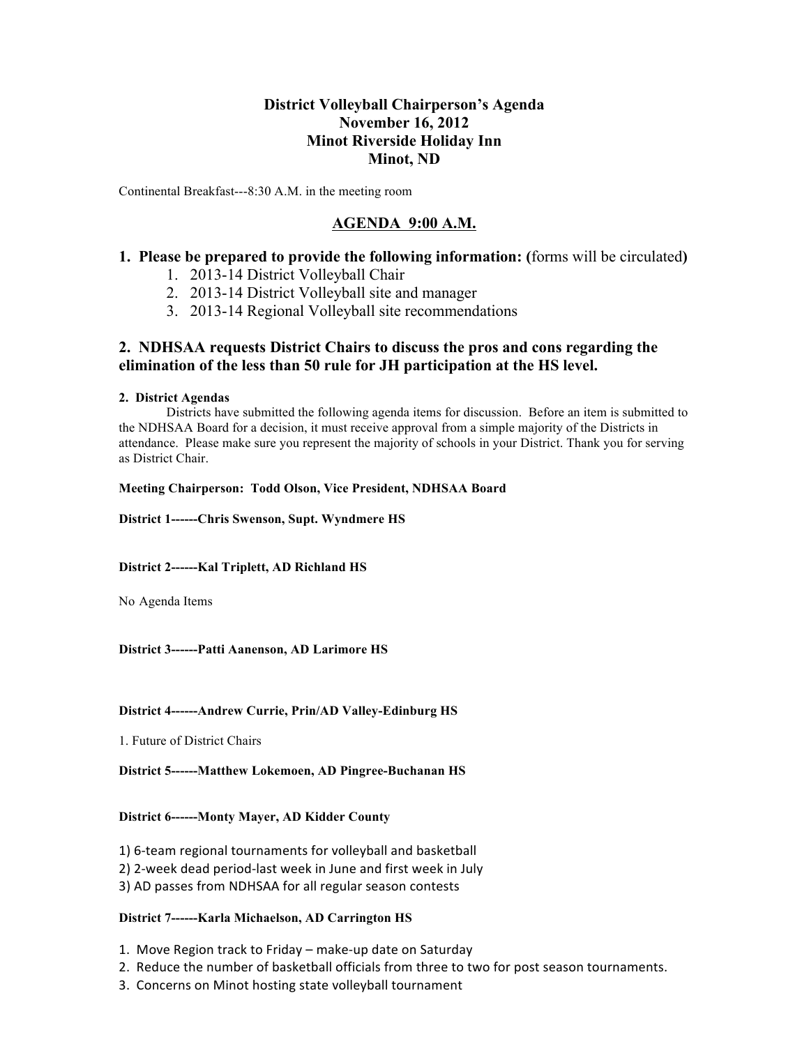# District Volleyball Chairperson's Agenda
## November 16, 2012
## Minot Riverside Holiday Inn
## Minot, ND

Continental Breakfast---8:30 A.M. in the meeting room

## AGENDA 9:00 A.M.

### 1. Please be prepared to provide the following information: (forms will be circulated)

1. 2013-14 District Volleyball Chair
2. 2013-14 District Volleyball site and manager
3. 2013-14 Regional Volleyball site recommendations

### 2. NDHSAA requests District Chairs to discuss the pros and cons regarding the elimination of the less than 50 rule for JH participation at the HS level.

**2. District Agendas**

Districts have submitted the following agenda items for discussion. Before an item is submitted to the NDHSAA Board for a decision, it must receive approval from a simple majority of the Districts in attendance. Please make sure you represent the majority of schools in your District. Thank you for serving as District Chair.

**Meeting Chairperson: Todd Olson, Vice President, NDHSAA Board**

**District 1------Chris Swenson, Supt. Wyndmere HS**

**District 2------Kal Triplett, AD Richland HS**

No Agenda Items

**District 3------Patti Aanenson, AD Larimore HS**

**District 4------Andrew Currie, Prin/AD Valley-Edinburg HS**

1. Future of District Chairs

**District 5------Matthew Lokemoen, AD Pingree-Buchanan HS**

**District 6------Monty Mayer, AD Kidder County**

1) 6-team regional tournaments for volleyball and basketball
2) 2-week dead period-last week in June and first week in July
3) AD passes from NDHSAA for all regular season contests

**District 7------Karla Michaelson, AD Carrington HS**

1. Move Region track to Friday – make-up date on Saturday
2. Reduce the number of basketball officials from three to two for post season tournaments.
3. Concerns on Minot hosting state volleyball tournament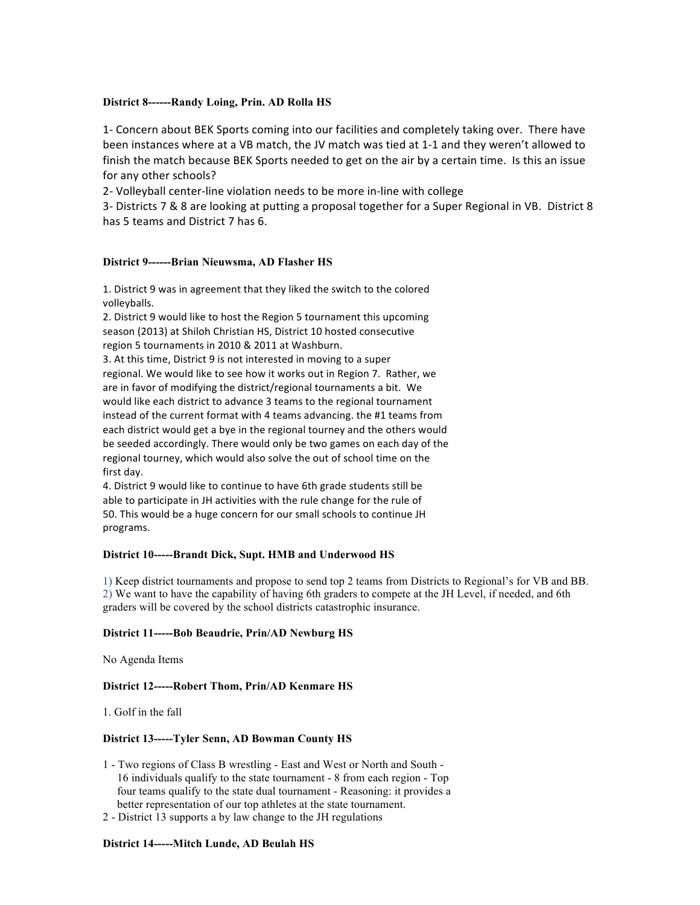**District 8------Randy Loing, Prin. AD Rolla HS**

1- Concern about BEK Sports coming into our facilities and completely taking over. There have been instances where at a VB match, the JV match was tied at 1-1 and they weren't allowed to finish the match because BEK Sports needed to get on the air by a certain time. Is this an issue for any other schools?
2- Volleyball center-line violation needs to be more in-line with college
3- Districts 7 & 8 are looking at putting a proposal together for a Super Regional in VB. District 8 has 5 teams and District 7 has 6.

**District 9------Brian Nieuwsma, AD Flasher HS**

1. District 9 was in agreement that they liked the switch to the colored volleyballs.
2. District 9 would like to host the Region 5 tournament this upcoming season (2013) at Shiloh Christian HS, District 10 hosted consecutive region 5 tournaments in 2010 & 2011 at Washburn.
3. At this time, District 9 is not interested in moving to a super regional. We would like to see how it works out in Region 7. Rather, we are in favor of modifying the district/regional tournaments a bit. We would like each district to advance 3 teams to the regional tournament instead of the current format with 4 teams advancing. the #1 teams from each district would get a bye in the regional tourney and the others would be seeded accordingly. There would only be two games on each day of the regional tourney, which would also solve the out of school time on the first day.
4. District 9 would like to continue to have 6th grade students still be able to participate in JH activities with the rule change for the rule of 50. This would be a huge concern for our small schools to continue JH programs.

**District 10-----Brandt Dick, Supt. HMB and Underwood HS**

1) Keep district tournaments and propose to send top 2 teams from Districts to Regional's for VB and BB.
2) We want to have the capability of having 6th graders to compete at the JH Level, if needed, and 6th graders will be covered by the school districts catastrophic insurance.

**District 11-----Bob Beaudrie, Prin/AD Newburg HS**

No Agenda Items

**District 12-----Robert Thom, Prin/AD Kenmare HS**

1. Golf in the fall

**District 13-----Tyler Senn, AD Bowman County HS**

1 - Two regions of Class B wrestling - East and West or North and South - 16 individuals qualify to the state tournament - 8 from each region - Top four teams qualify to the state dual tournament - Reasoning: it provides a better representation of our top athletes at the state tournament.
2 - District 13 supports a by law change to the JH regulations

**District 14-----Mitch Lunde, AD Beulah HS**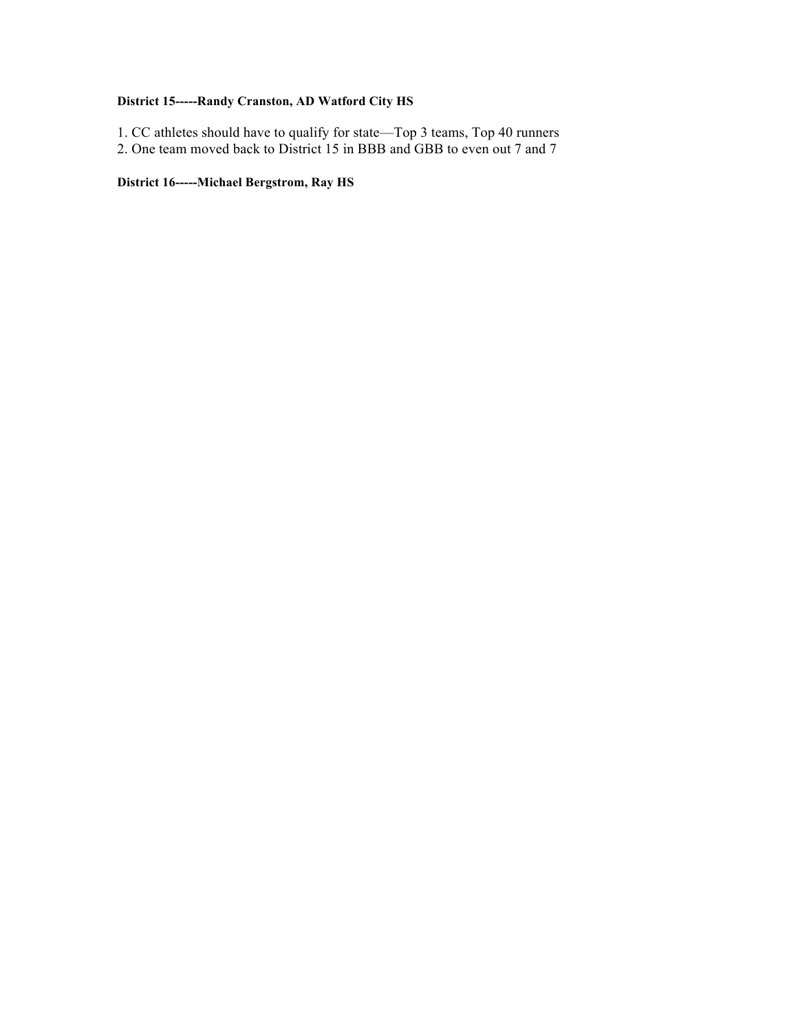**District 15-----Randy Cranston, AD Watford City HS**

1. CC athletes should have to qualify for state—Top 3 teams, Top 40 runners
2. One team moved back to District 15 in BBB and GBB to even out 7 and 7

**District 16-----Michael Bergstrom, Ray HS**